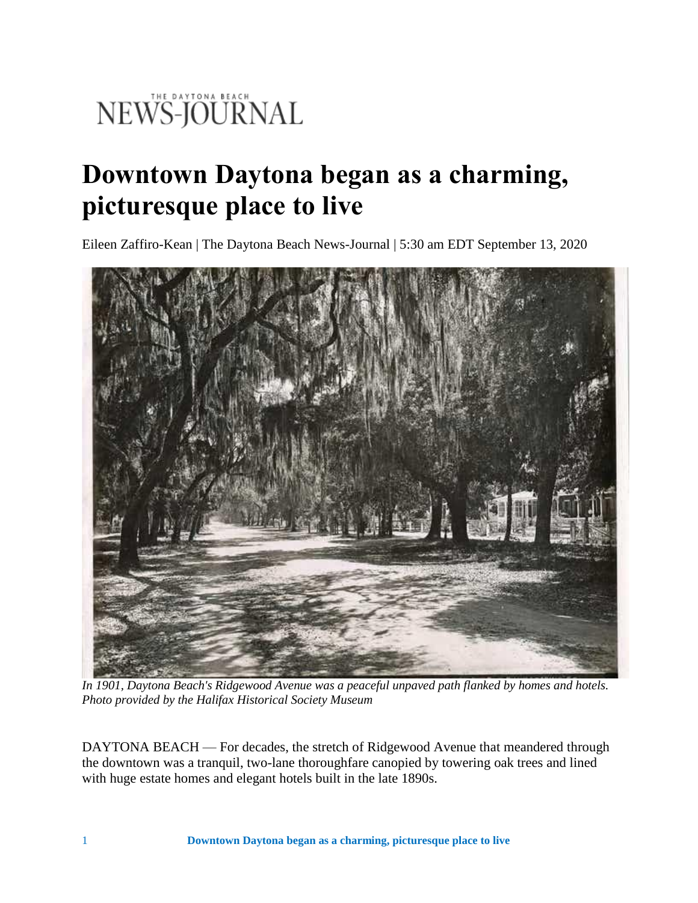THE DAYTONA BEACH NEWS-JOURNAL

# Downtown Daytona began as a charming, picturesque place to live

Eileen Zaffiro-Kean | The Daytona Beach News-Journal | 5:30 am EDT September 13, 2020

*In 1901, Daytona Beach's Ridgewood Avenue was a peaceful unpaved path flanked by homes and hotels. Photo provided by the Halifax Historical Society Museum*

DAYTONA BEACH — For decades, the stretch of Ridgewood Avenue that meandered through the downtown was a tranquil, two-lane thoroughfare canopied by towering oak trees and lined with huge estate homes and elegant hotels built in the late 1890s.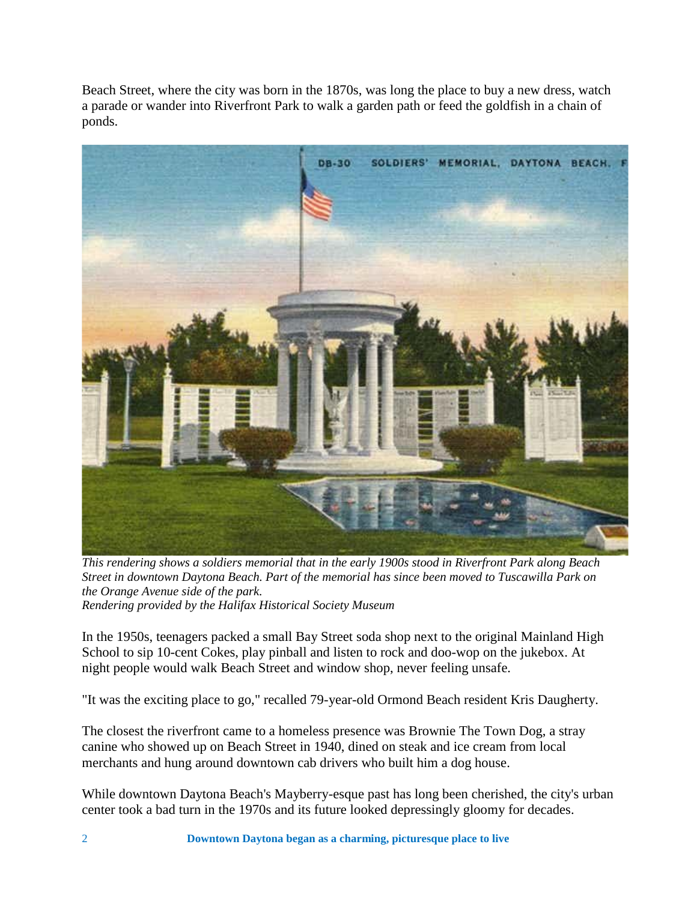Beach Street, where the city was born in the 1870s, was long the place to buy a new dress, watch a parade or wander into Riverfront Park to walk a garden path or feed the goldfish in a chain of ponds.

*This rendering shows a soldiers memorial that in the early 1900s stood in Riverfront Park along Beach Street in downtown Daytona Beach. Part of the memorial has since been moved to Tuscawilla Park on the Orange Avenue side of the park.*
*Rendering provided by the Halifax Historical Society Museum*

In the 1950s, teenagers packed a small Bay Street soda shop next to the original Mainland High School to sip 10-cent Cokes, play pinball and listen to rock and doo-wop on the jukebox. At night people would walk Beach Street and window shop, never feeling unsafe.

"It was the exciting place to go," recalled 79-year-old Ormond Beach resident Kris Daugherty.

The closest the riverfront came to a homeless presence was Brownie The Town Dog, a stray canine who showed up on Beach Street in 1940, dined on steak and ice cream from local merchants and hung around downtown cab drivers who built him a dog house.

While downtown Daytona Beach's Mayberry-esque past has long been cherished, the city's urban center took a bad turn in the 1970s and its future looked depressingly gloomy for decades.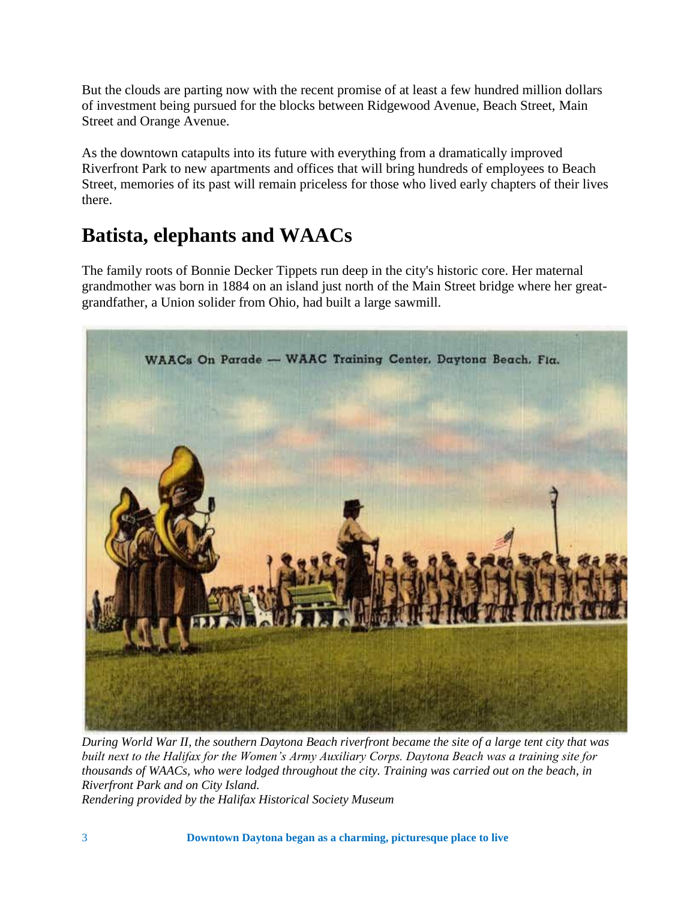But the clouds are parting now with the recent promise of at least a few hundred million dollars of investment being pursued for the blocks between Ridgewood Avenue, Beach Street, Main Street and Orange Avenue.

As the downtown catapults into its future with everything from a dramatically improved Riverfront Park to new apartments and offices that will bring hundreds of employees to Beach Street, memories of its past will remain priceless for those who lived early chapters of their lives there.

## Batista, elephants and WAACs

The family roots of Bonnie Decker Tippets run deep in the city's historic core. Her maternal grandmother was born in 1884 on an island just north of the Main Street bridge where her great-grandfather, a Union solider from Ohio, had built a large sawmill.

*During World War II, the southern Daytona Beach riverfront became the site of a large tent city that was built next to the Halifax for the Women's Army Auxiliary Corps. Daytona Beach was a training site for thousands of WAACs, who were lodged throughout the city. Training was carried out on the beach, in Riverfront Park and on City Island.*
*Rendering provided by the Halifax Historical Society Museum*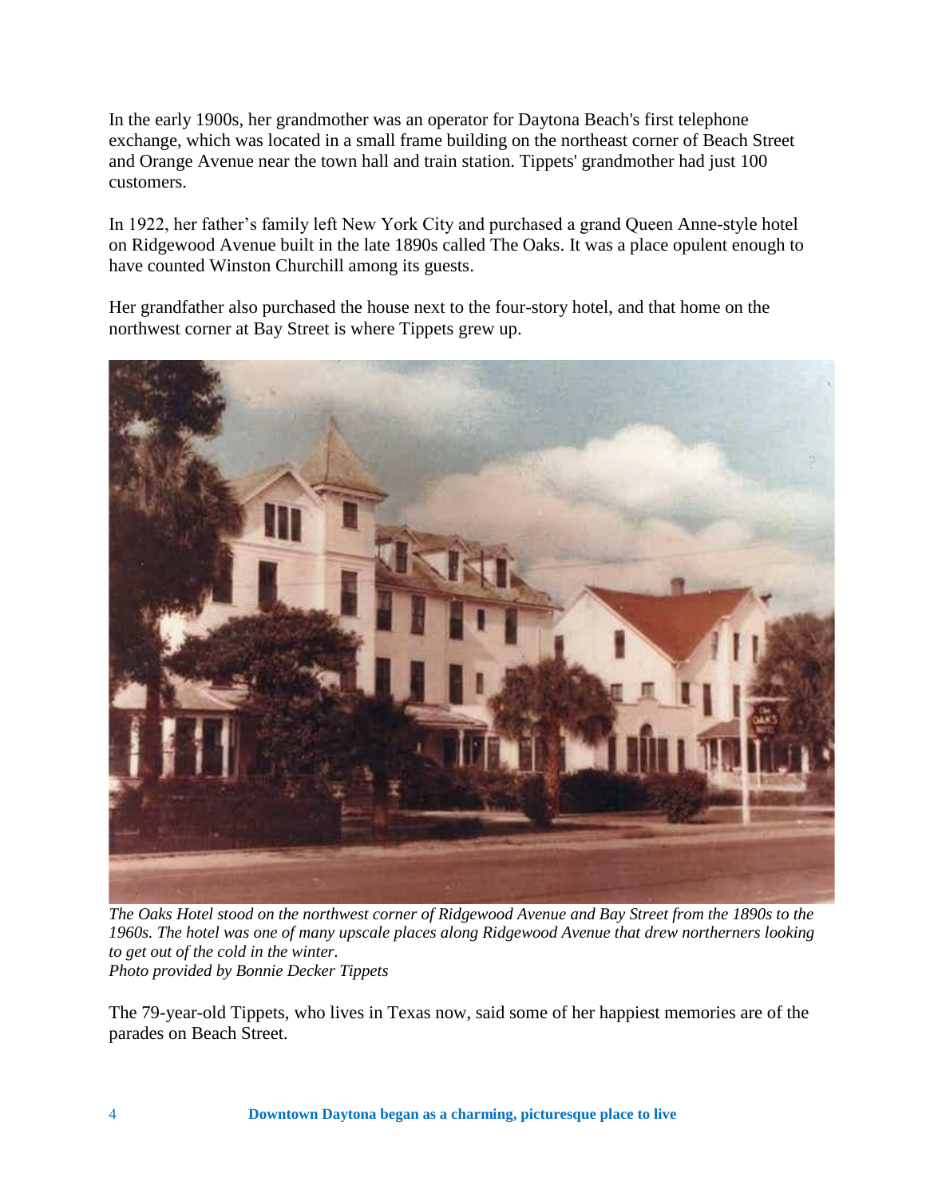In the early 1900s, her grandmother was an operator for Daytona Beach's first telephone exchange, which was located in a small frame building on the northeast corner of Beach Street and Orange Avenue near the town hall and train station. Tippets' grandmother had just 100 customers.

In 1922, her father's family left New York City and purchased a grand Queen Anne-style hotel on Ridgewood Avenue built in the late 1890s called The Oaks. It was a place opulent enough to have counted Winston Churchill among its guests.

Her grandfather also purchased the house next to the four-story hotel, and that home on the northwest corner at Bay Street is where Tippets grew up.

*The Oaks Hotel stood on the northwest corner of Ridgewood Avenue and Bay Street from the 1890s to the 1960s. The hotel was one of many upscale places along Ridgewood Avenue that drew northerners looking to get out of the cold in the winter.*
*Photo provided by Bonnie Decker Tippets*

The 79-year-old Tippets, who lives in Texas now, said some of her happiest memories are of the parades on Beach Street.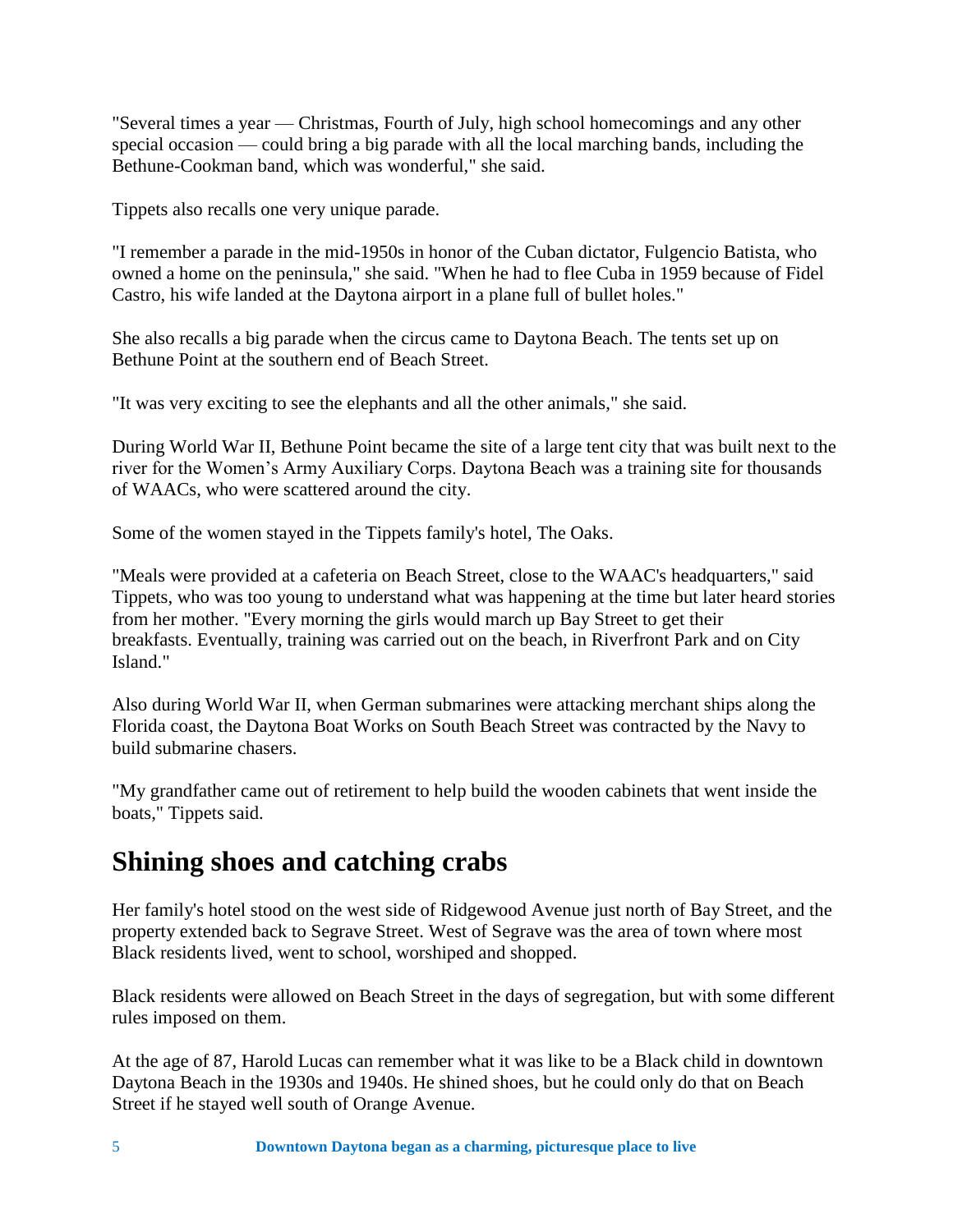"Several times a year — Christmas, Fourth of July, high school homecomings and any other special occasion — could bring a big parade with all the local marching bands, including the Bethune-Cookman band, which was wonderful," she said.

Tippets also recalls one very unique parade.

"I remember a parade in the mid-1950s in honor of the Cuban dictator, Fulgencio Batista, who owned a home on the peninsula," she said. "When he had to flee Cuba in 1959 because of Fidel Castro, his wife landed at the Daytona airport in a plane full of bullet holes."

She also recalls a big parade when the circus came to Daytona Beach. The tents set up on Bethune Point at the southern end of Beach Street.

"It was very exciting to see the elephants and all the other animals," she said.

During World War II, Bethune Point became the site of a large tent city that was built next to the river for the Women's Army Auxiliary Corps. Daytona Beach was a training site for thousands of WAACs, who were scattered around the city.

Some of the women stayed in the Tippets family's hotel, The Oaks.

"Meals were provided at a cafeteria on Beach Street, close to the WAAC's headquarters," said Tippets, who was too young to understand what was happening at the time but later heard stories from her mother. "Every morning the girls would march up Bay Street to get their breakfasts. Eventually, training was carried out on the beach, in Riverfront Park and on City Island."

Also during World War II, when German submarines were attacking merchant ships along the Florida coast, the Daytona Boat Works on South Beach Street was contracted by the Navy to build submarine chasers.

"My grandfather came out of retirement to help build the wooden cabinets that went inside the boats," Tippets said.

## Shining shoes and catching crabs

Her family's hotel stood on the west side of Ridgewood Avenue just north of Bay Street, and the property extended back to Segrave Street. West of Segrave was the area of town where most Black residents lived, went to school, worshiped and shopped.

Black residents were allowed on Beach Street in the days of segregation, but with some different rules imposed on them.

At the age of 87, Harold Lucas can remember what it was like to be a Black child in downtown Daytona Beach in the 1930s and 1940s. He shined shoes, but he could only do that on Beach Street if he stayed well south of Orange Avenue.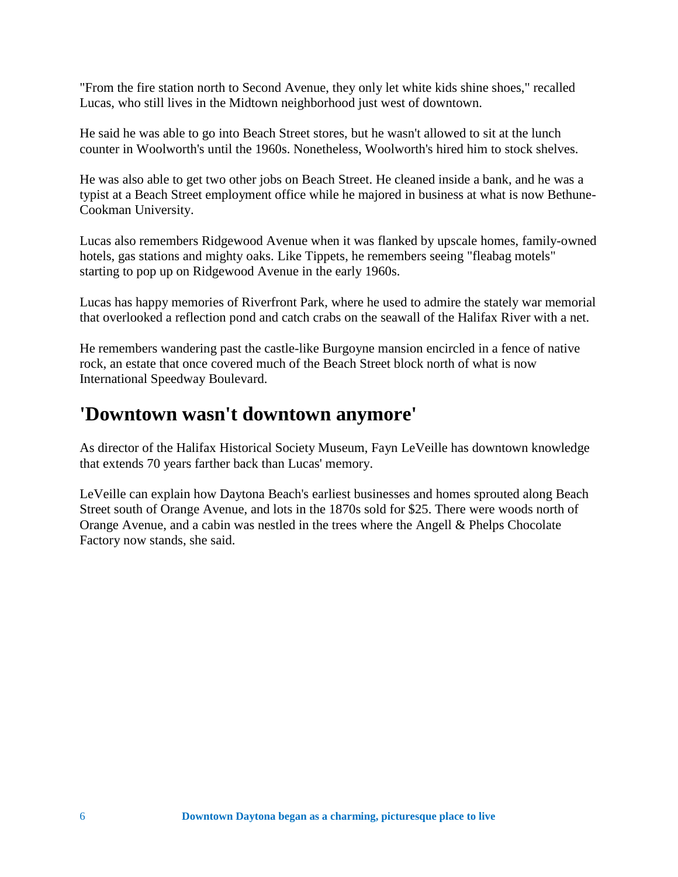"From the fire station north to Second Avenue, they only let white kids shine shoes," recalled Lucas, who still lives in the Midtown neighborhood just west of downtown.

He said he was able to go into Beach Street stores, but he wasn't allowed to sit at the lunch counter in Woolworth's until the 1960s. Nonetheless, Woolworth's hired him to stock shelves.

He was also able to get two other jobs on Beach Street. He cleaned inside a bank, and he was a typist at a Beach Street employment office while he majored in business at what is now Bethune-Cookman University.

Lucas also remembers Ridgewood Avenue when it was flanked by upscale homes, family-owned hotels, gas stations and mighty oaks. Like Tippets, he remembers seeing "fleabag motels" starting to pop up on Ridgewood Avenue in the early 1960s.

Lucas has happy memories of Riverfront Park, where he used to admire the stately war memorial that overlooked a reflection pond and catch crabs on the seawall of the Halifax River with a net.

He remembers wandering past the castle-like Burgoyne mansion encircled in a fence of native rock, an estate that once covered much of the Beach Street block north of what is now International Speedway Boulevard.

## 'Downtown wasn't downtown anymore'

As director of the Halifax Historical Society Museum, Fayn LeVeille has downtown knowledge that extends 70 years farther back than Lucas' memory.

LeVeille can explain how Daytona Beach's earliest businesses and homes sprouted along Beach Street south of Orange Avenue, and lots in the 1870s sold for $25. There were woods north of Orange Avenue, and a cabin was nestled in the trees where the Angell & Phelps Chocolate Factory now stands, she said.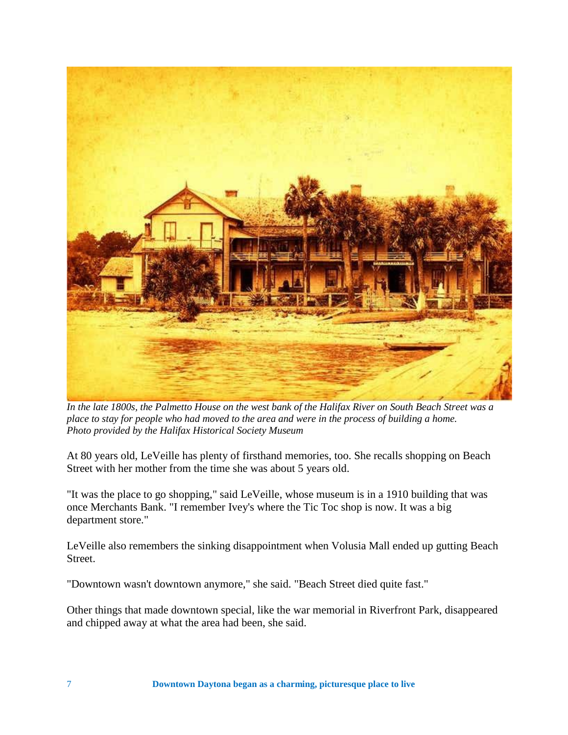*In the late 1800s, the Palmetto House on the west bank of the Halifax River on South Beach Street was a place to stay for people who had moved to the area and were in the process of building a home. Photo provided by the Halifax Historical Society Museum*

At 80 years old, LeVeille has plenty of firsthand memories, too. She recalls shopping on Beach Street with her mother from the time she was about 5 years old.

"It was the place to go shopping," said LeVeille, whose museum is in a 1910 building that was once Merchants Bank. "I remember Ivey's where the Tic Toc shop is now. It was a big department store."

LeVeille also remembers the sinking disappointment when Volusia Mall ended up gutting Beach Street.

"Downtown wasn't downtown anymore," she said. "Beach Street died quite fast."

Other things that made downtown special, like the war memorial in Riverfront Park, disappeared and chipped away at what the area had been, she said.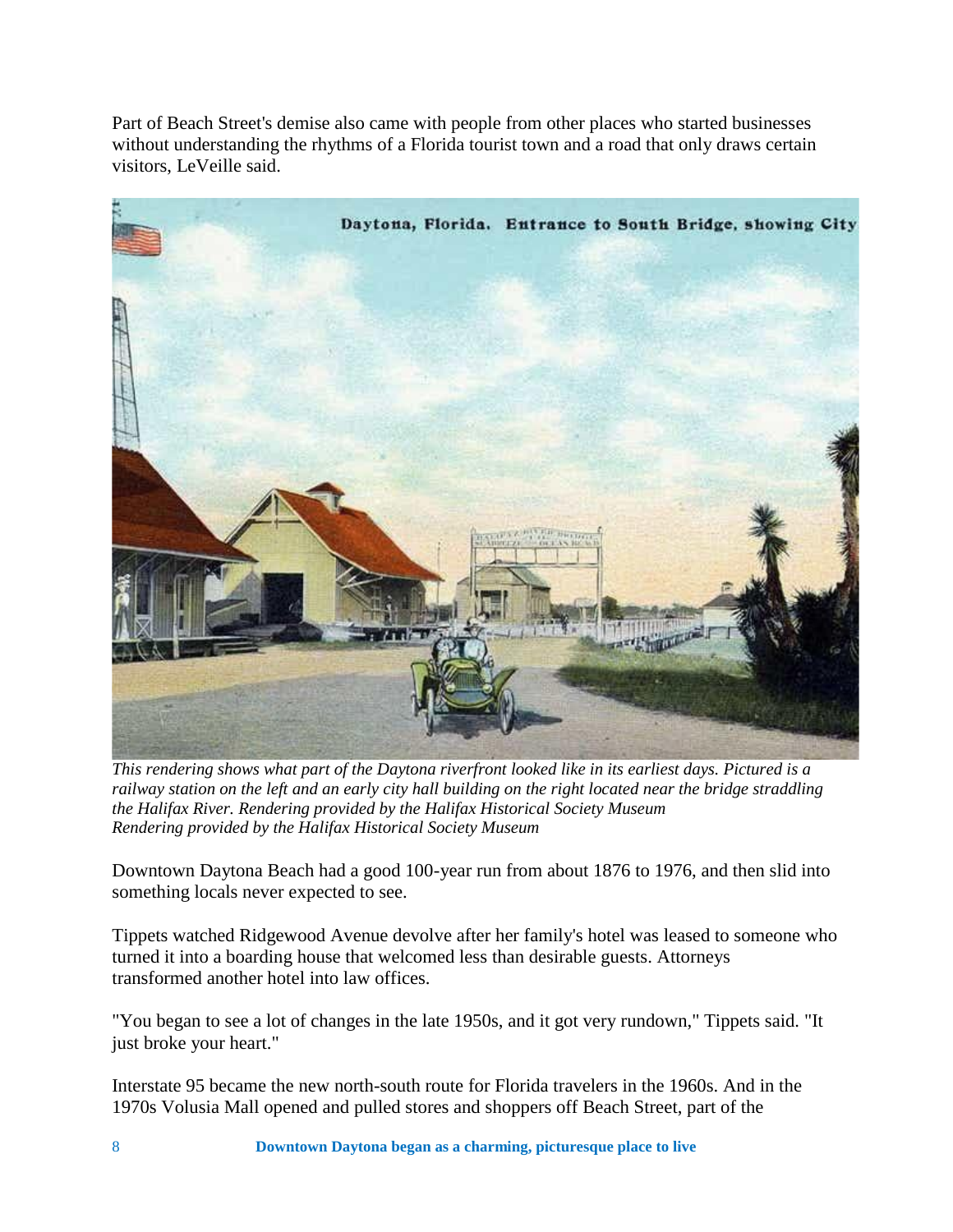Part of Beach Street's demise also came with people from other places who started businesses without understanding the rhythms of a Florida tourist town and a road that only draws certain visitors, LeVeille said.

*This rendering shows what part of the Daytona riverfront looked like in its earliest days. Pictured is a railway station on the left and an early city hall building on the right located near the bridge straddling the Halifax River. Rendering provided by the Halifax Historical Society Museum*
*Rendering provided by the Halifax Historical Society Museum*

Downtown Daytona Beach had a good 100-year run from about 1876 to 1976, and then slid into something locals never expected to see.

Tippets watched Ridgewood Avenue devolve after her family's hotel was leased to someone who turned it into a boarding house that welcomed less than desirable guests. Attorneys transformed another hotel into law offices.

"You began to see a lot of changes in the late 1950s, and it got very rundown," Tippets said. "It just broke your heart."

Interstate 95 became the new north-south route for Florida travelers in the 1960s. And in the 1970s Volusia Mall opened and pulled stores and shoppers off Beach Street, part of the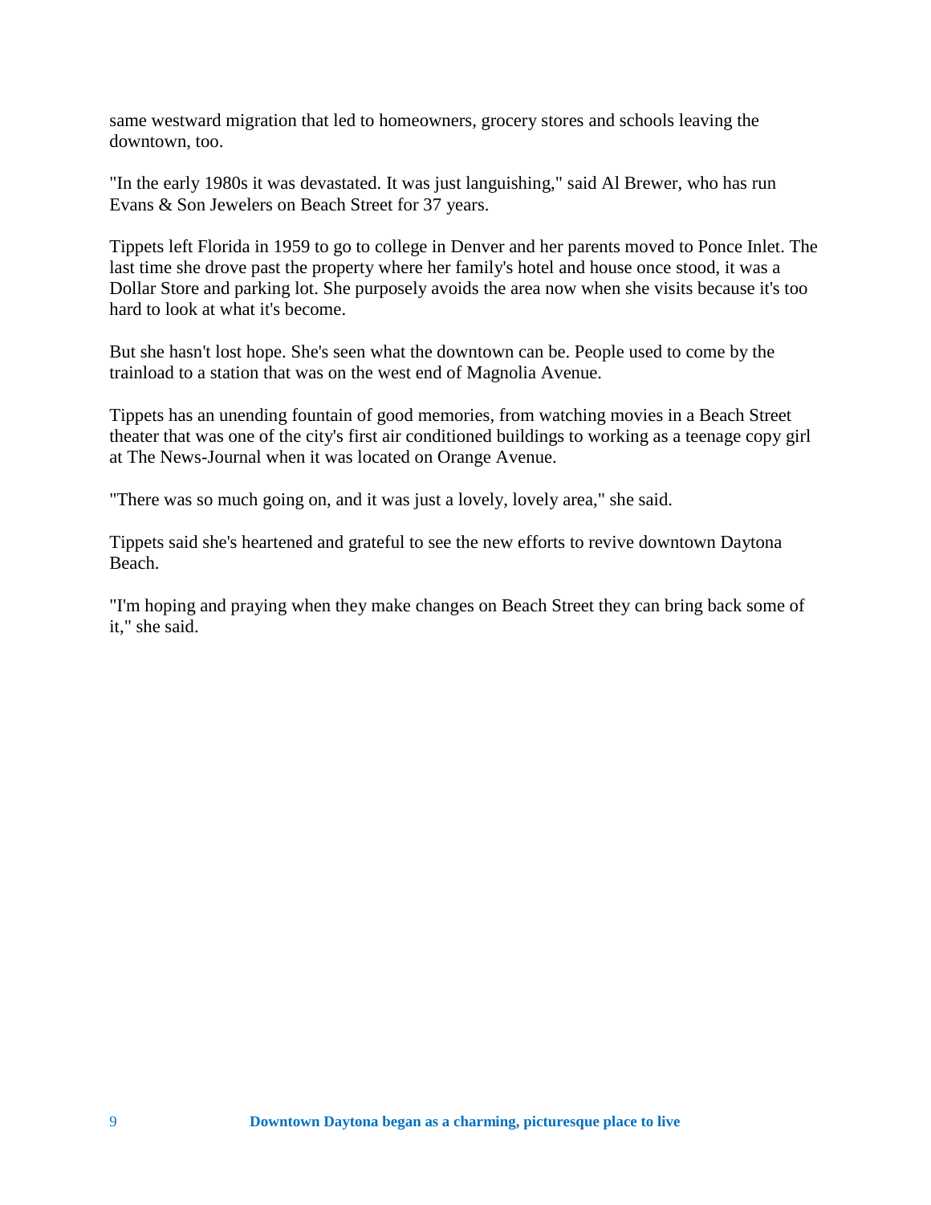same westward migration that led to homeowners, grocery stores and schools leaving the downtown, too.

"In the early 1980s it was devastated. It was just languishing," said Al Brewer, who has run Evans & Son Jewelers on Beach Street for 37 years.

Tippets left Florida in 1959 to go to college in Denver and her parents moved to Ponce Inlet. The last time she drove past the property where her family's hotel and house once stood, it was a Dollar Store and parking lot. She purposely avoids the area now when she visits because it's too hard to look at what it's become.

But she hasn't lost hope. She's seen what the downtown can be. People used to come by the trainload to a station that was on the west end of Magnolia Avenue.

Tippets has an unending fountain of good memories, from watching movies in a Beach Street theater that was one of the city's first air conditioned buildings to working as a teenage copy girl at The News-Journal when it was located on Orange Avenue.

"There was so much going on, and it was just a lovely, lovely area," she said.

Tippets said she's heartened and grateful to see the new efforts to revive downtown Daytona Beach.

"I'm hoping and praying when they make changes on Beach Street they can bring back some of it," she said.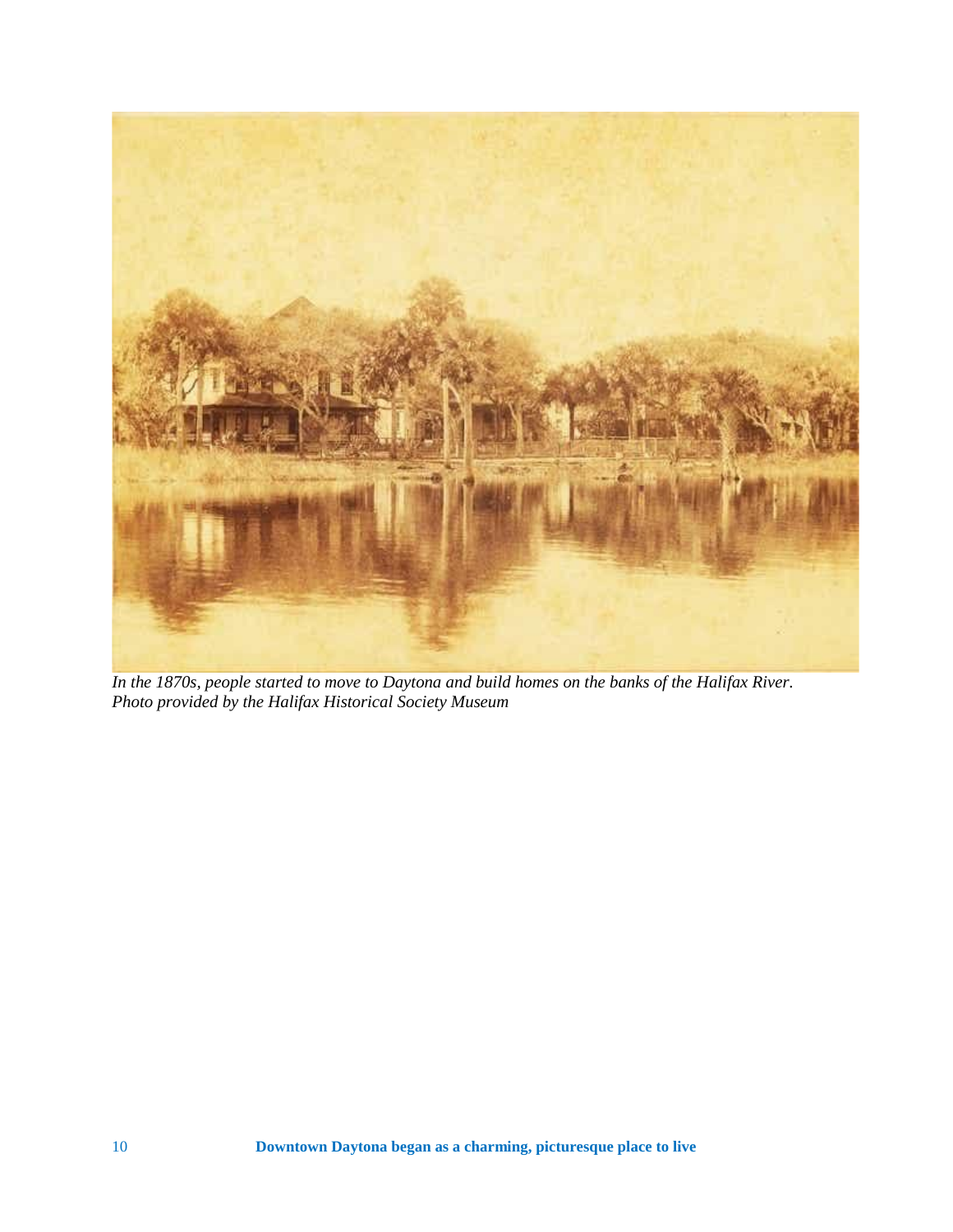*In the 1870s, people started to move to Daytona and build homes on the banks of the Halifax River. Photo provided by the Halifax Historical Society Museum*

**Downtown Daytona began as a charming, picturesque place to live**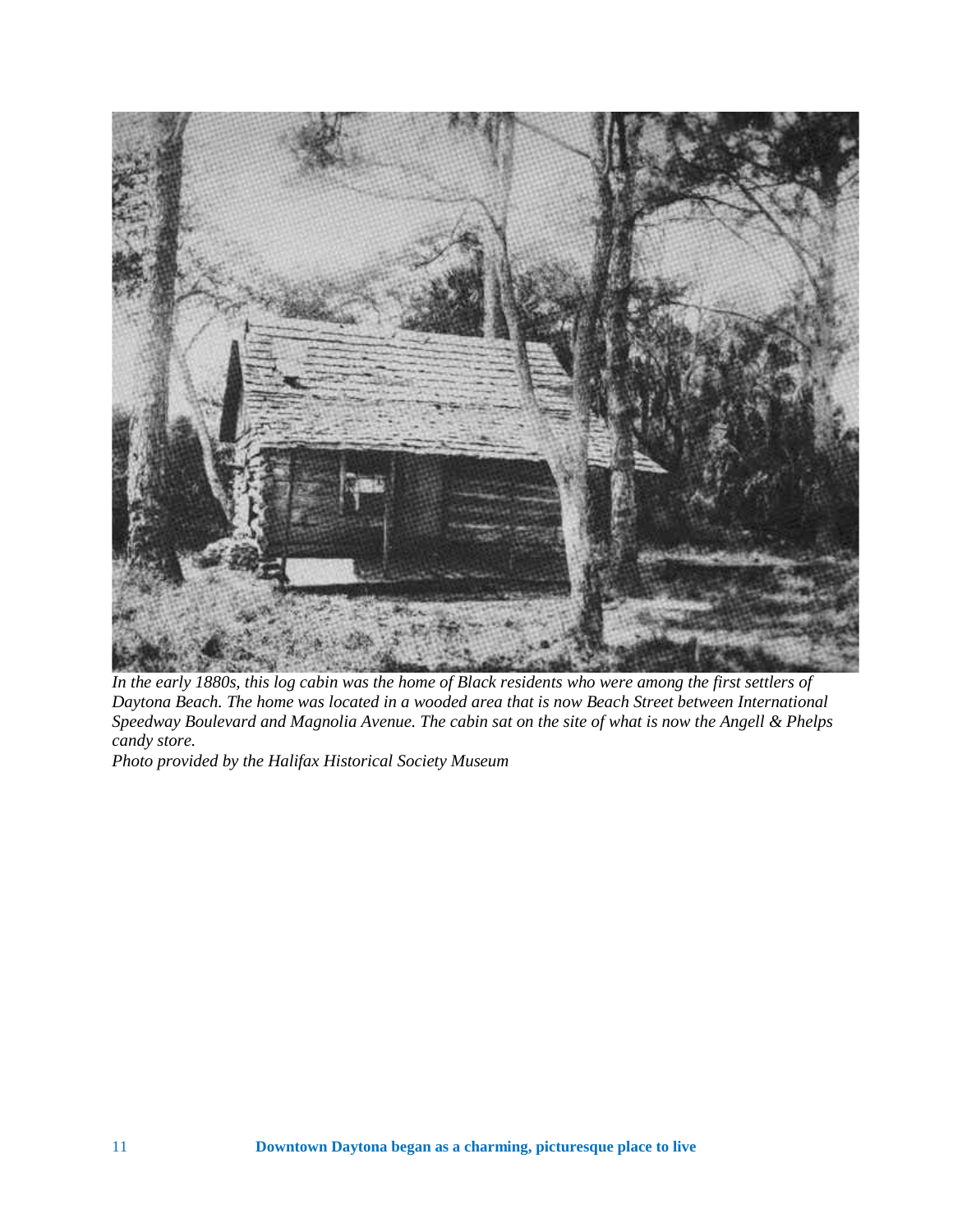*In the early 1880s, this log cabin was the home of Black residents who were among the first settlers of Daytona Beach. The home was located in a wooded area that is now Beach Street between International Speedway Boulevard and Magnolia Avenue. The cabin sat on the site of what is now the Angell & Phelps candy store.*
*Photo provided by the Halifax Historical Society Museum*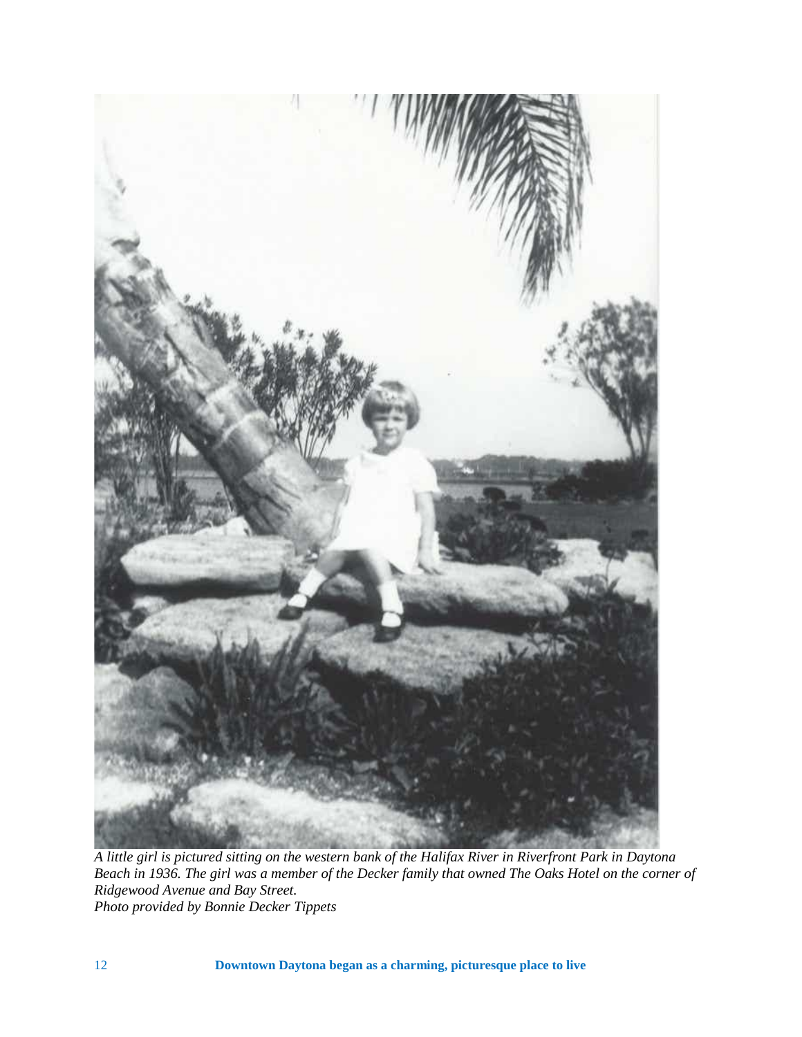*A little girl is pictured sitting on the western bank of the Halifax River in Riverfront Park in Daytona Beach in 1936. The girl was a member of the Decker family that owned The Oaks Hotel on the corner of Ridgewood Avenue and Bay Street.*
*Photo provided by Bonnie Decker Tippets*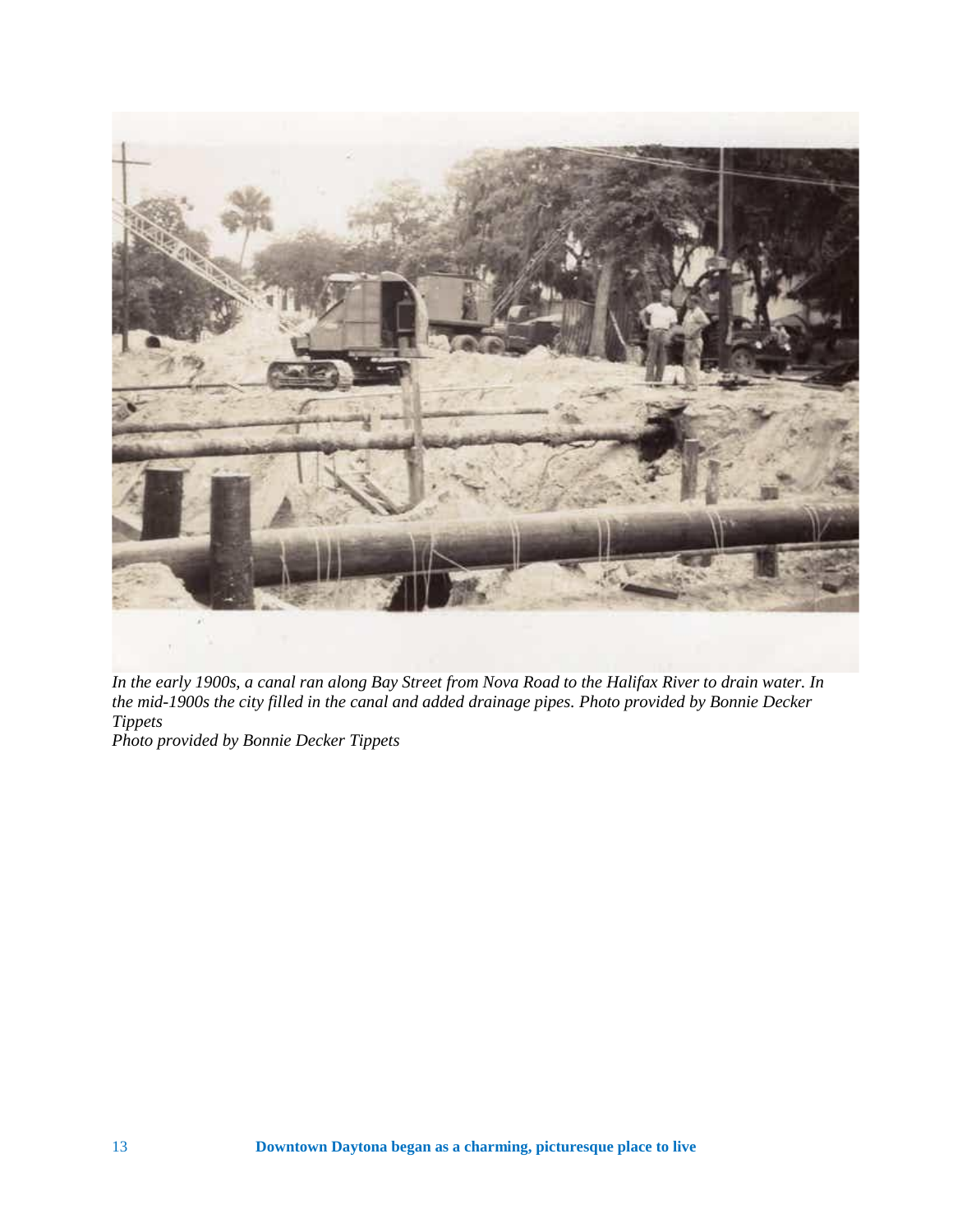*In the early 1900s, a canal ran along Bay Street from Nova Road to the Halifax River to drain water. In the mid-1900s the city filled in the canal and added drainage pipes. Photo provided by Bonnie Decker Tippets*
*Photo provided by Bonnie Decker Tippets*